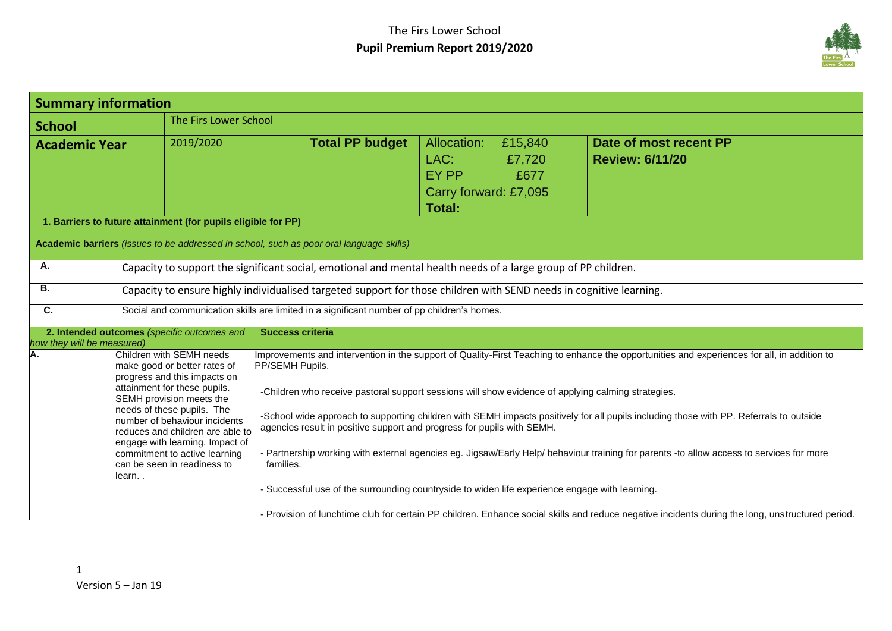# The Firs Lower School
## Pupil Pupil Premium Report 2019/2020

| **Summary information** | | | | | |
|---|---|---|---|---|---|
| **School** | The Firs Lower School | | | | |
| **Academic Year** | 2019/2020 | **Total PP budget** | Allocation: £15,840<br>LAC: £7,720<br>EY PP £677<br>Carry forward: £7,095<br>**Total:** | **Date of most recent PP Review: 6/11/20** | |

| **1. Barriers to future attainment (for pupils eligible for PP)** | |
|---|---|
| **Academic barriers** *(issues to be addressed in school, such as poor oral language skills)* | |
| **A.** | Capacity to support the significant social, emotional and mental health needs of a large group of PP children. |
| **B.** | Capacity to ensure highly individualised targeted support for those children with SEND needs in cognitive learning. |
| **C.** | Social and communication skills are limited in a significant number of pp children's homes. |

| **2. Intended outcomes** *(specific outcomes and how they will be measured)* | | **Success criteria** |
|---|---|---|
| **A.** | Children with SEMH needs make good or better rates of progress and this impacts on attainment for these pupils. SEMH provision meets the needs of these pupils. The number of behaviour incidents reduces and children are able to engage with learning. Impact of commitment to active learning can be seen in readiness to learn. . | Improvements and intervention in the support of Quality-First Teaching to enhance the opportunities and experiences for all, in addition to PP/SEMH Pupils.<br><br>-Children who receive pastoral support sessions will show evidence of applying calming strategies.<br><br>-School wide approach to supporting children with SEMH impacts positively for all pupils including those with PP. Referrals to outside agencies result in positive support and progress for pupils with SEMH.<br><br>- Partnership working with external agencies eg. Jigsaw/Early Help/ behaviour training for parents -to allow access to services for more families.<br><br>- Successful use of the surrounding countryside to widen life experience engage with learning.<br><br>- Provision of lunchtime club for certain PP children. Enhance social skills and reduce negative incidents during the long, unstructured period. |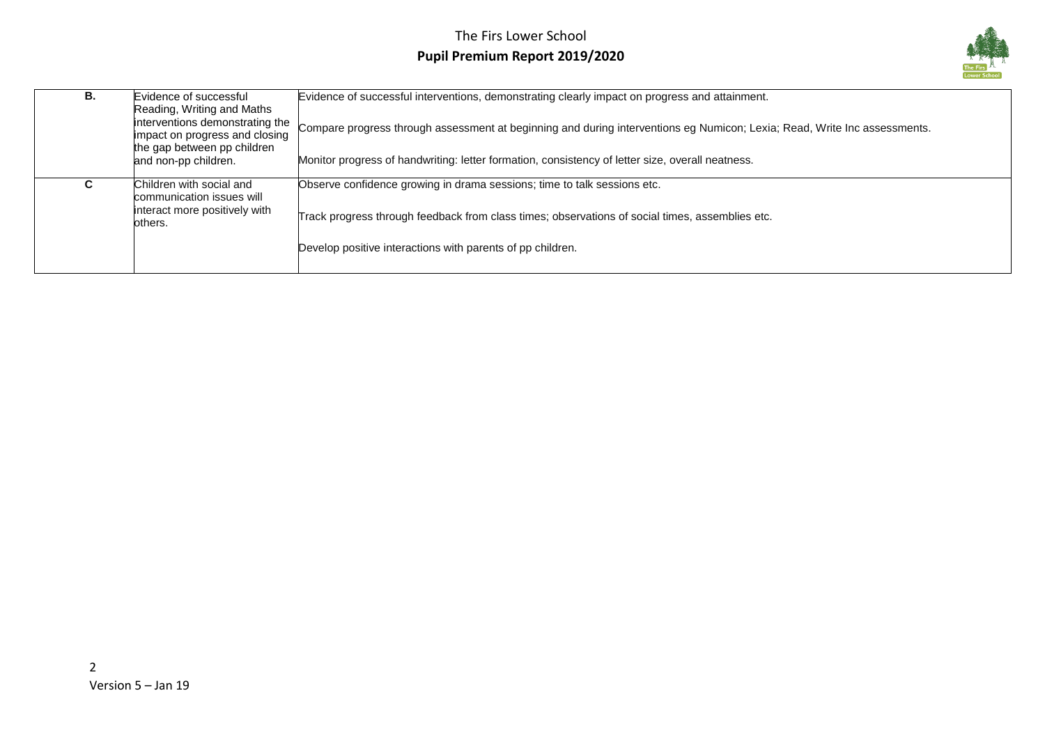| | | |
|---|---|---|
| **B.** | Evidence of successful Reading, Writing and Maths interventions demonstrating the impact on progress and closing the gap between pp children and non-pp children. | Evidence of successful interventions, demonstrating clearly impact on progress and attainment.<br><br>Compare progress through assessment at beginning and during interventions eg Numicon; Lexia; Read, Write Inc assessments.<br><br>Monitor progress of handwriting: letter formation, consistency of letter size, overall neatness. |
| **C** | Children with social and communication issues will interact more positively with others. | Observe confidence growing in drama sessions; time to talk sessions etc.<br><br>Track progress through feedback from class times; observations of social times, assemblies etc.<br><br>Develop positive interactions with parents of pp children. |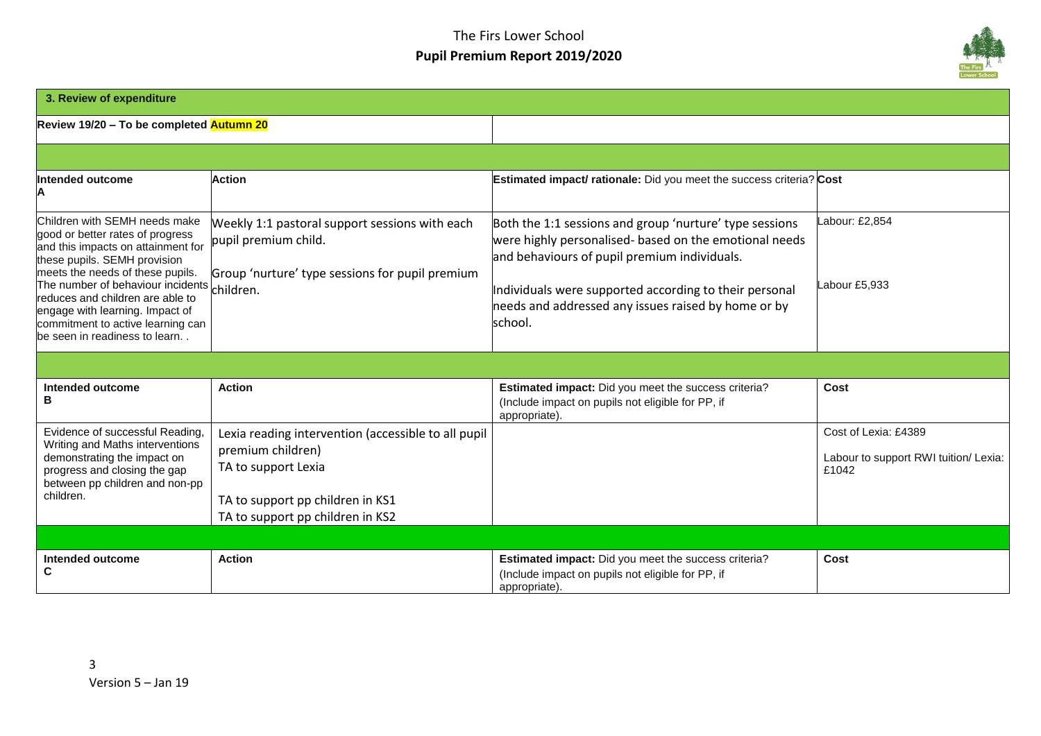| 3. Review of expenditure | | | |
|---|---|---|---|
| **Review 19/20 – To be completed Autumn 20** | | | |
| | | | |
| **Intended outcome A** | **Action** | **Estimated impact/ rationale:** Did you meet the success criteria? | **Cost** |
| Children with SEMH needs make good or better rates of progress and this impacts on attainment for these pupils. SEMH provision meets the needs of these pupils. The number of behaviour incidents reduces and children are able to engage with learning. Impact of commitment to active learning can be seen in readiness to learn. . | Weekly 1:1 pastoral support sessions with each pupil premium child.<br><br>Group 'nurture' type sessions for pupil premium children. | Both the 1:1 sessions and group 'nurture' type sessions were highly personalised- based on the emotional needs and behaviours of pupil premium individuals.<br><br>Individuals were supported according to their personal needs and addressed any issues raised by home or by school. | Labour: £2,854<br><br>Labour £5,933 |
| | | | |
| **Intended outcome B** | **Action** | **Estimated impact:** Did you meet the success criteria? (Include impact on pupils not eligible for PP, if appropriate). | **Cost** |
| Evidence of successful Reading, Writing and Maths interventions demonstrating the impact on progress and closing the gap between pp children and non-pp children. | Lexia reading intervention (accessible to all pupil premium children)<br>TA to support Lexia<br><br>TA to support pp children in KS1<br>TA to support pp children in KS2 | | Cost of Lexia: £4389<br><br>Labour to support RWI tuition/ Lexia: £1042 |
| | | | |
| **Intended outcome C** | **Action** | **Estimated impact:** Did you meet the success criteria? (Include impact on pupils not eligible for PP, if appropriate). | **Cost** |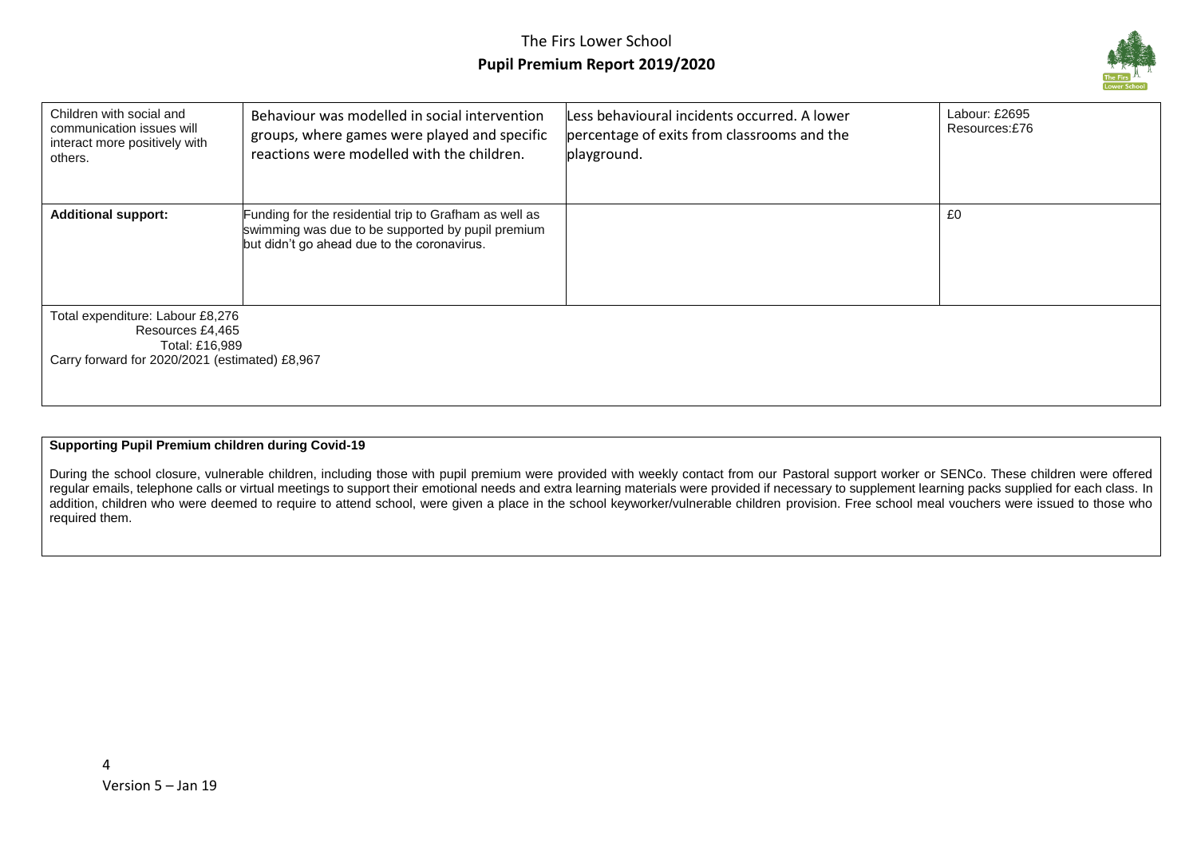| | | | |
|---|---|---|---|
| Children with social and communication issues will interact more positively with others. | Behaviour was modelled in social intervention groups, where games were played and specific reactions were modelled with the children. | Less behavioural incidents occurred. A lower percentage of exits from classrooms and the playground. | Labour: £2695<br>Resources:£76 |
| **Additional support:** | Funding for the residential trip to Grafham as well as swimming was due to be supported by pupil premium but didn't go ahead due to the coronavirus. | | £0 |
| Total expenditure: Labour £8,276<br>Resources £4,465<br>Total: £16,989<br>Carry forward for 2020/2021 (estimated) £8,967 | | | |

**Supporting Pupil Premium children during Covid-19**

During the school closure, vulnerable children, including those with pupil premium were provided with weekly contact from our Pastoral support worker or SENCo. These children were offered regular emails, telephone calls or virtual meetings to support their emotional needs and extra learning materials were provided if necessary to supplement learning packs supplied for each class. In addition, children who were deemed to require to attend school, were given a place in the school keyworker/vulnerable children provision. Free school meal vouchers were issued to those who required them.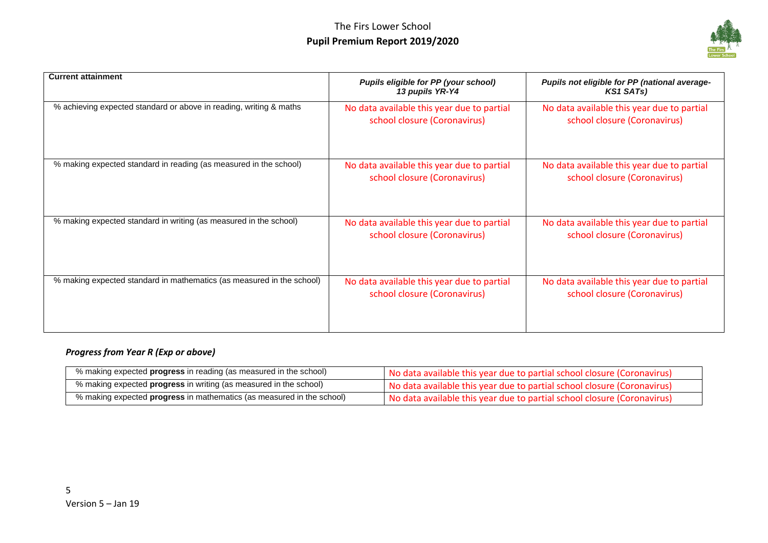| Current attainment | *Pupils eligible for PP (your school) 13 pupils YR-Y4* | *Pupils not eligible for PP (national average- KS1 SATs)* |
|---|---|---|
| % achieving expected standard or above in reading, writing & maths | No data available this year due to partial school closure (Coronavirus) | No data available this year due to partial school closure (Coronavirus) |
| % making expected standard in reading (as measured in the school) | No data available this year due to partial school closure (Coronavirus) | No data available this year due to partial school closure (Coronavirus) |
| % making expected standard in writing (as measured in the school) | No data available this year due to partial school closure (Coronavirus) | No data available this year due to partial school closure (Coronavirus) |
| % making expected standard in mathematics (as measured in the school) | No data available this year due to partial school closure (Coronavirus) | No data available this year due to partial school closure (Coronavirus) |

***Progress from Year R (Exp or above)***

| | |
|---|---|
| % making expected **progress** in reading (as measured in the school) | No data available this year due to partial school closure (Coronavirus) |
| % making expected **progress** in writing (as measured in the school) | No data available this year due to partial school closure (Coronavirus) |
| % making expected **progress** in mathematics (as measured in the school) | No data available this year due to partial school closure (Coronavirus) |